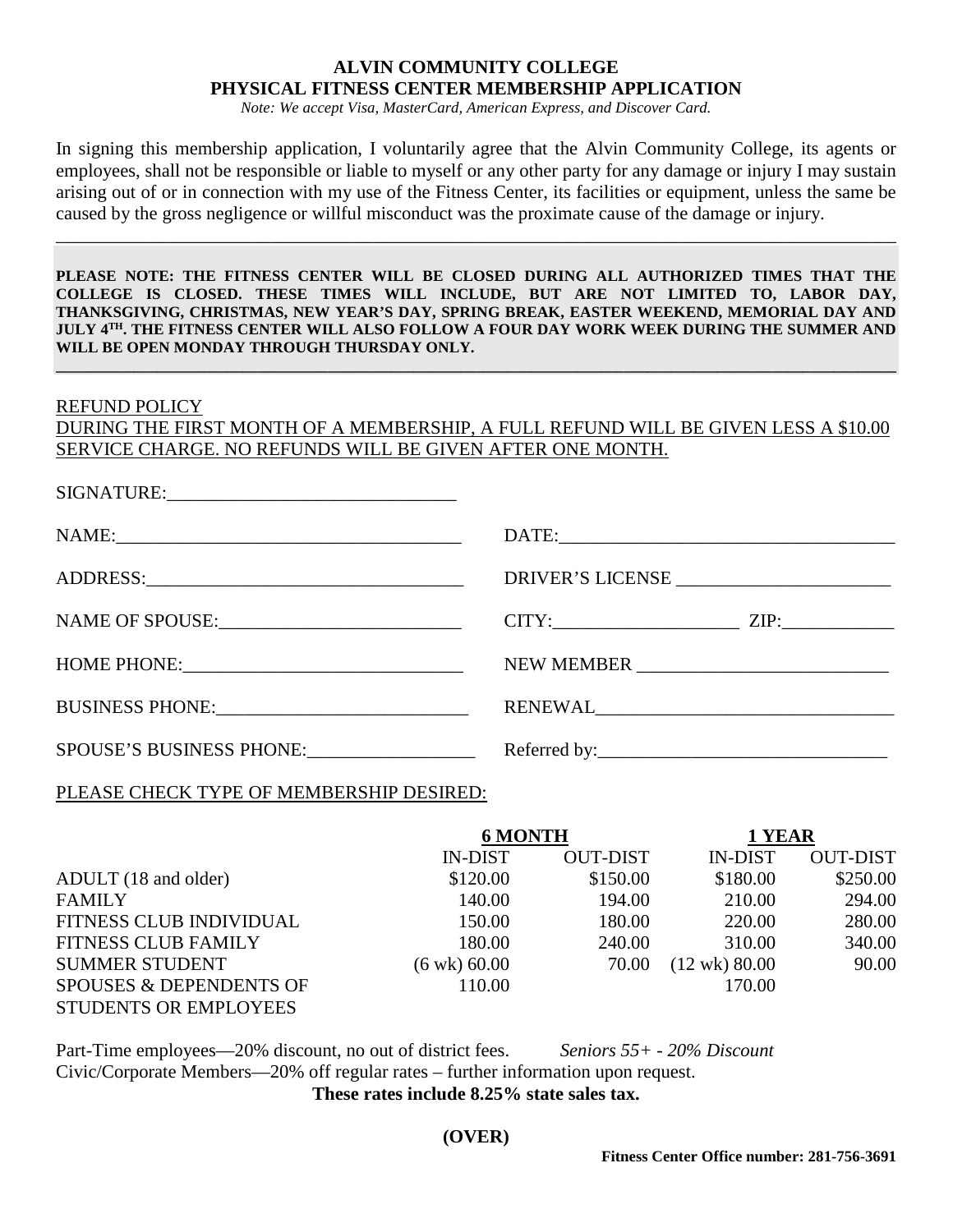# ALVIN COMMUNITY COLLEGE
## PHYSICAL FITNESS CENTER MEMBERSHIP APPLICATION

*Note: We accept Visa, MasterCard, American Express, and Discover Card.*

In signing this membership application, I voluntarily agree that the Alvin Community College, its agents or employees, shall not be responsible or liable to myself or any other party for any damage or injury I may sustain arising out of or in connection with my use of the Fitness Center, its facilities or equipment, unless the same be caused by the gross negligence or willful misconduct was the proximate cause of the damage or injury.

---

**PLEASE NOTE: THE FITNESS CENTER WILL BE CLOSED DURING ALL AUTHORIZED TIMES THAT THE COLLEGE IS CLOSED. THESE TIMES WILL INCLUDE, BUT ARE NOT LIMITED TO, LABOR DAY, THANKSGIVING, CHRISTMAS, NEW YEAR'S DAY, SPRING BREAK, EASTER WEEKEND, MEMORIAL DAY AND JULY 4TH. THE FITNESS CENTER WILL ALSO FOLLOW A FOUR DAY WORK WEEK DURING THE SUMMER AND WILL BE OPEN MONDAY THROUGH THURSDAY ONLY.**

---

REFUND POLICY
DURING THE FIRST MONTH OF A MEMBERSHIP, A FULL REFUND WILL BE GIVEN LESS A $10.00 SERVICE CHARGE. NO REFUNDS WILL BE GIVEN AFTER ONE MONTH.

SIGNATURE:_______________________________

NAME:_____________________________________ DATE:_____________________________________

ADDRESS:__________________________________ DRIVER'S LICENSE _______________________

NAME OF SPOUSE:___________________________ CITY:____________________ ZIP:____________

HOME PHONE:_______________________________ NEW MEMBER ___________________________

BUSINESS PHONE:___________________________ RENEWAL_______________________________

SPOUSE'S BUSINESS PHONE:__________________ Referred by:___________________________

PLEASE CHECK TYPE OF MEMBERSHIP DESIRED:

| | **6 MONTH** | | **1 YEAR** | |
|---|---|---|---|---|
| | IN-DIST | OUT-DIST | IN-DIST | OUT-DIST |
| ADULT (18 and older) | $120.00 | $150.00 | $180.00 | $250.00 |
| FAMILY | 140.00 | 194.00 | 210.00 | 294.00 |
| FITNESS CLUB INDIVIDUAL | 150.00 | 180.00 | 220.00 | 280.00 |
| FITNESS CLUB FAMILY | 180.00 | 240.00 | 310.00 | 340.00 |
| SUMMER STUDENT | (6 wk) 60.00 | 70.00 | (12 wk) 80.00 | 90.00 |
| SPOUSES & DEPENDENTS OF STUDENTS OR EMPLOYEES | 110.00 | | 170.00 | |

Part-Time employees—20% discount, no out of district fees. *Seniors 55+ - 20% Discount*
Civic/Corporate Members—20% off regular rates – further information upon request.

**These rates include 8.25% state sales tax.**

**(OVER)**

**Fitness Center Office number: 281-756-3691**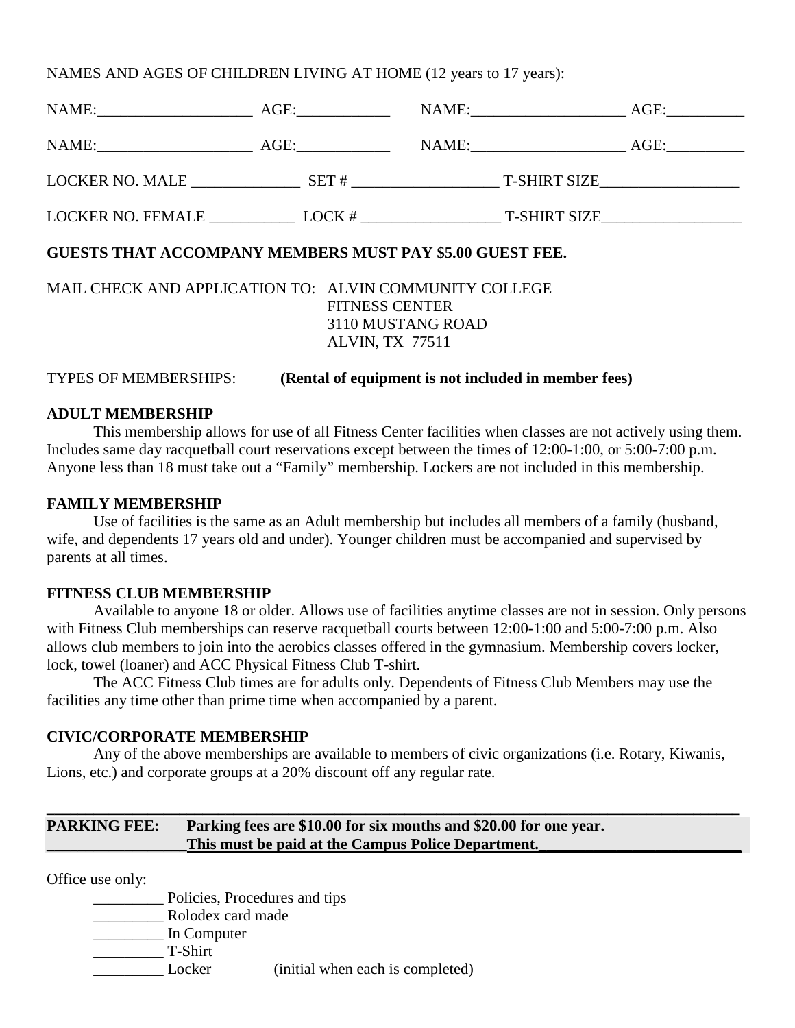NAMES AND AGES OF CHILDREN LIVING AT HOME (12 years to 17 years):

NAME:____________________ AGE:____________ NAME:____________________ AGE:__________

NAME:____________________ AGE:____________ NAME:____________________ AGE:__________

LOCKER NO. MALE ______________ SET # ___________________ T-SHIRT SIZE__________________

LOCKER NO. FEMALE ___________ LOCK # __________________ T-SHIRT SIZE__________________

**GUESTS THAT ACCOMPANY MEMBERS MUST PAY $5.00 GUEST FEE.**

MAIL CHECK AND APPLICATION TO: ALVIN COMMUNITY COLLEGE
FITNESS CENTER
3110 MUSTANG ROAD
ALVIN, TX 77511

TYPES OF MEMBERSHIPS: **(Rental of equipment is not included in member fees)**

**ADULT MEMBERSHIP**

This membership allows for use of all Fitness Center facilities when classes are not actively using them. Includes same day racquetball court reservations except between the times of 12:00-1:00, or 5:00-7:00 p.m. Anyone less than 18 must take out a "Family" membership. Lockers are not included in this membership.

**FAMILY MEMBERSHIP**

Use of facilities is the same as an Adult membership but includes all members of a family (husband, wife, and dependents 17 years old and under). Younger children must be accompanied and supervised by parents at all times.

**FITNESS CLUB MEMBERSHIP**

Available to anyone 18 or older. Allows use of facilities anytime classes are not in session. Only persons with Fitness Club memberships can reserve racquetball courts between 12:00-1:00 and 5:00-7:00 p.m. Also allows club members to join into the aerobics classes offered in the gymnasium. Membership covers locker, lock, towel (loaner) and ACC Physical Fitness Club T-shirt.

The ACC Fitness Club times are for adults only. Dependents of Fitness Club Members may use the facilities any time other than prime time when accompanied by a parent.

**CIVIC/CORPORATE MEMBERSHIP**

Any of the above memberships are available to members of civic organizations (i.e. Rotary, Kiwanis, Lions, etc.) and corporate groups at a 20% discount off any regular rate.

---

**PARKING FEE: Parking fees are $10.00 for six months and $20.00 for one year. This must be paid at the Campus Police Department.**

Office use only:

_________ Policies, Procedures and tips
_________ Rolodex card made
_________ In Computer
_________ T-Shirt
_________ Locker (initial when each is completed)